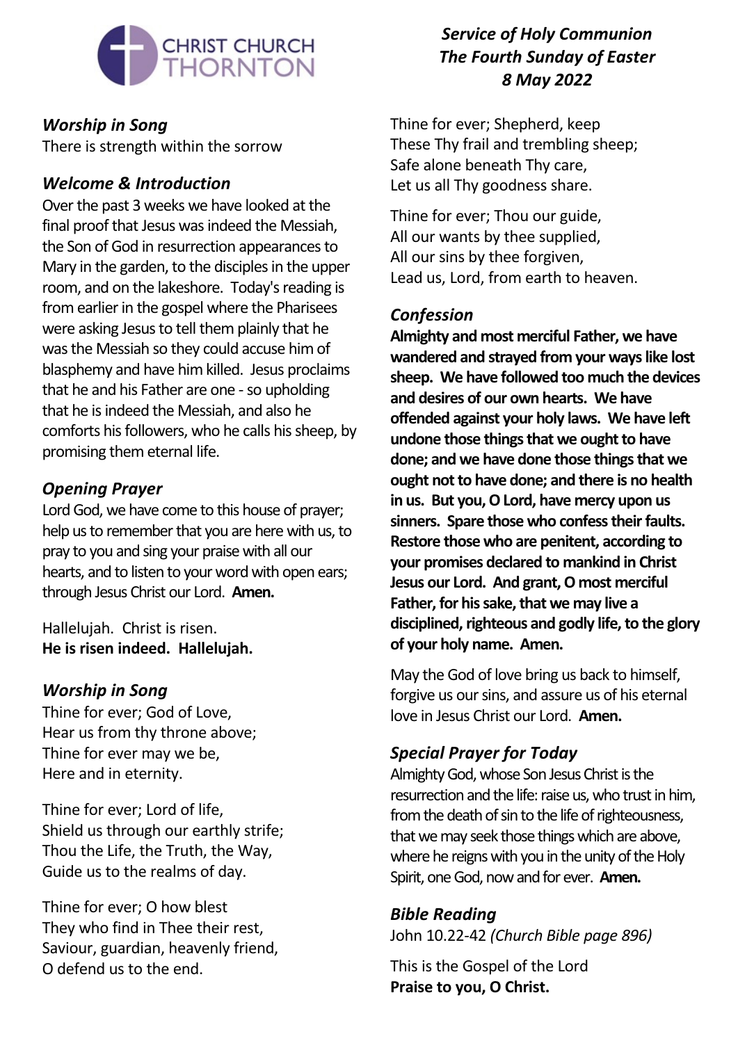CHRIST CHURCH THORNTON

*Service of Holy Communion*
*The Fourth Sunday of Easter*
*8 May 2022*

## *Worship in Song*

There is strength within the sorrow

## *Welcome & Introduction*

Over the past 3 weeks we have looked at the final proof that Jesus was indeed the Messiah, the Son of God in resurrection appearances to Mary in the garden, to the disciples in the upper room, and on the lakeshore. Today's reading is from earlier in the gospel where the Pharisees were asking Jesus to tell them plainly that he was the Messiah so they could accuse him of blasphemy and have him killed. Jesus proclaims that he and his Father are one - so upholding that he is indeed the Messiah, and also he comforts his followers, who he calls his sheep, by promising them eternal life.

## *Opening Prayer*

Lord God, we have come to this house of prayer; help us to remember that you are here with us, to pray to you and sing your praise with all our hearts, and to listen to your word with open ears; through Jesus Christ our Lord. **Amen.**

Hallelujah. Christ is risen.
**He is risen indeed. Hallelujah.**

## *Worship in Song*

Thine for ever; God of Love,
Hear us from thy throne above;
Thine for ever may we be,
Here and in eternity.

Thine for ever; Lord of life,
Shield us through our earthly strife;
Thou the Life, the Truth, the Way,
Guide us to the realms of day.

Thine for ever; O how blest
They who find in Thee their rest,
Saviour, guardian, heavenly friend,
O defend us to the end.

Thine for ever; Shepherd, keep
These Thy frail and trembling sheep;
Safe alone beneath Thy care,
Let us all Thy goodness share.

Thine for ever; Thou our guide,
All our wants by thee supplied,
All our sins by thee forgiven,
Lead us, Lord, from earth to heaven.

## *Confession*

**Almighty and most merciful Father, we have wandered and strayed from your ways like lost sheep. We have followed too much the devices and desires of our own hearts. We have offended against your holy laws. We have left undone those things that we ought to have done; and we have done those things that we ought not to have done; and there is no health in us. But you, O Lord, have mercy upon us sinners. Spare those who confess their faults. Restore those who are penitent, according to your promises declared to mankind in Christ Jesus our Lord. And grant, O most merciful Father, for his sake, that we may live a disciplined, righteous and godly life, to the glory of your holy name. Amen.**

May the God of love bring us back to himself, forgive us our sins, and assure us of his eternal love in Jesus Christ our Lord. **Amen.**

## *Special Prayer for Today*

Almighty God, whose Son Jesus Christ is the resurrection and the life: raise us, who trust in him, from the death of sin to the life of righteousness, that we may seek those things which are above, where he reigns with you in the unity of the Holy Spirit, one God, now and for ever. **Amen.**

## *Bible Reading*

John 10.22-42 *(Church Bible page 896)*

This is the Gospel of the Lord
**Praise to you, O Christ.**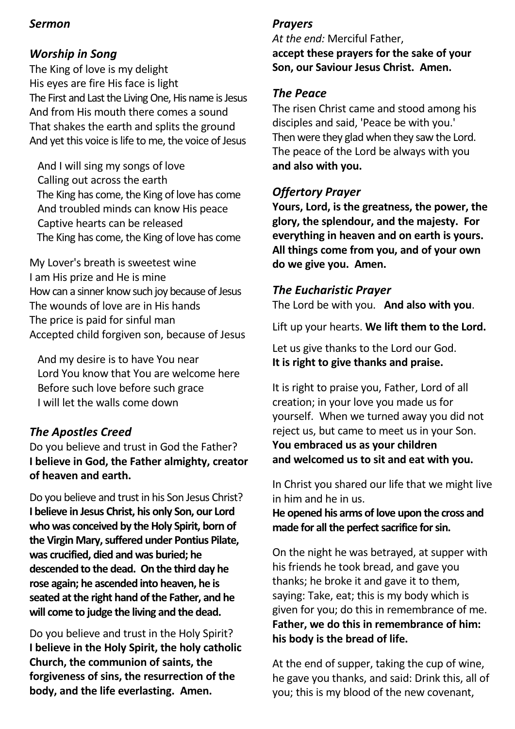### *Sermon*

### *Worship in Song*

The King of love is my delight
His eyes are fire His face is light
The First and Last the Living One, His name is Jesus
And from His mouth there comes a sound
That shakes the earth and splits the ground
And yet this voice is life to me, the voice of Jesus

And I will sing my songs of love
Calling out across the earth
The King has come, the King of love has come
And troubled minds can know His peace
Captive hearts can be released
The King has come, the King of love has come

My Lover's breath is sweetest wine
I am His prize and He is mine
How can a sinner know such joy because of Jesus
The wounds of love are in His hands
The price is paid for sinful man
Accepted child forgiven son, because of Jesus

And my desire is to have You near
Lord You know that You are welcome here
Before such love before such grace
I will let the walls come down

### *The Apostles Creed*

Do you believe and trust in God the Father?
**I believe in God, the Father almighty, creator of heaven and earth.**

Do you believe and trust in his Son Jesus Christ?
**I believe in Jesus Christ, his only Son, our Lord who was conceived by the Holy Spirit, born of the Virgin Mary, suffered under Pontius Pilate, was crucified, died and was buried; he descended to the dead. On the third day he rose again; he ascended into heaven, he is seated at the right hand of the Father, and he will come to judge the living and the dead.**

Do you believe and trust in the Holy Spirit?
**I believe in the Holy Spirit, the holy catholic Church, the communion of saints, the forgiveness of sins, the resurrection of the body, and the life everlasting. Amen.**

### *Prayers*

*At the end:* Merciful Father,
**accept these prayers for the sake of your Son, our Saviour Jesus Christ. Amen.**

### *The Peace*

The risen Christ came and stood among his disciples and said, 'Peace be with you.' Then were they glad when they saw the Lord.
The peace of the Lord be always with you
**and also with you.**

### *Offertory Prayer*

**Yours, Lord, is the greatness, the power, the glory, the splendour, and the majesty. For everything in heaven and on earth is yours. All things come from you, and of your own do we give you. Amen.**

### *The Eucharistic Prayer*

The Lord be with you. **And also with you**.

Lift up your hearts. **We lift them to the Lord.**

Let us give thanks to the Lord our God.
**It is right to give thanks and praise.**

It is right to praise you, Father, Lord of all creation; in your love you made us for yourself. When we turned away you did not reject us, but came to meet us in your Son.
**You embraced us as your children and welcomed us to sit and eat with you.**

In Christ you shared our life that we might live in him and he in us.
**He opened his arms of love upon the cross and made for all the perfect sacrifice for sin.**

On the night he was betrayed, at supper with his friends he took bread, and gave you thanks; he broke it and gave it to them, saying: Take, eat; this is my body which is given for you; do this in remembrance of me.
**Father, we do this in remembrance of him: his body is the bread of life.**

At the end of supper, taking the cup of wine, he gave you thanks, and said: Drink this, all of you; this is my blood of the new covenant,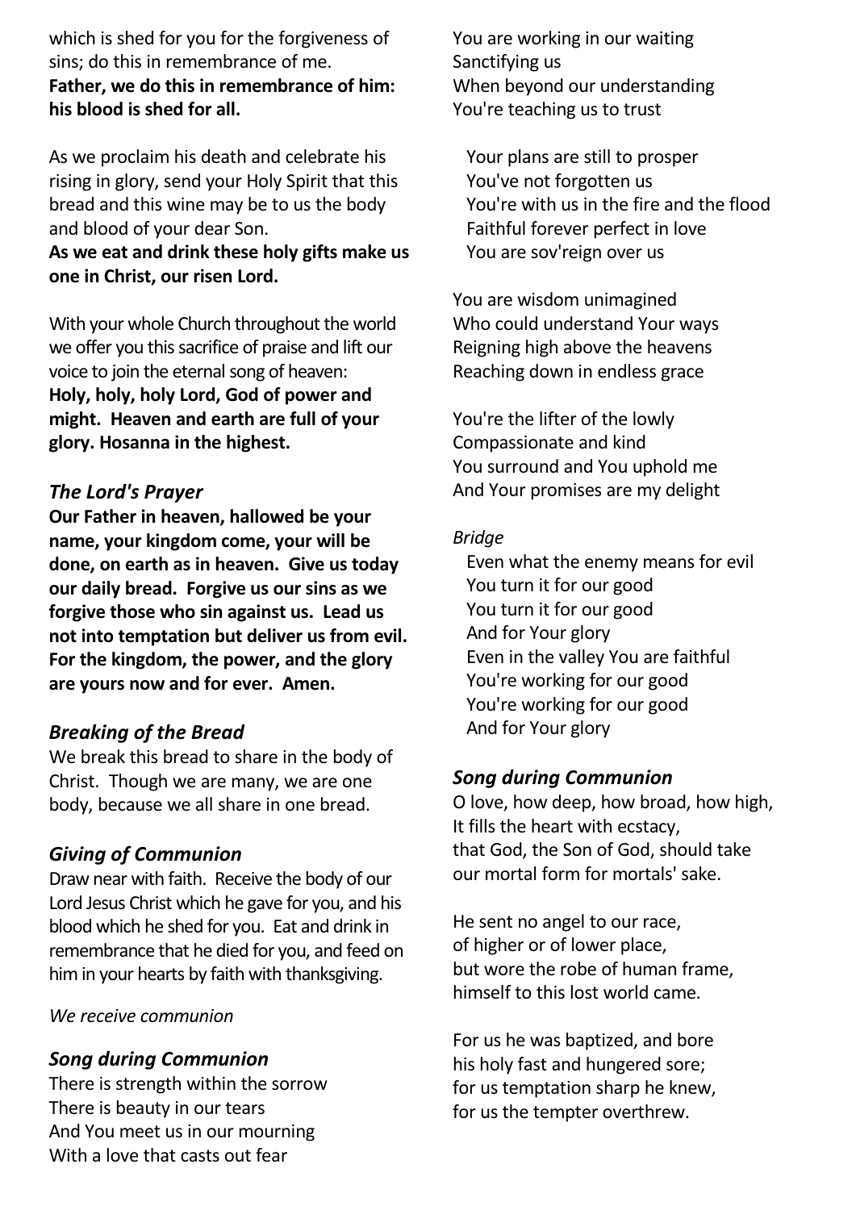which is shed for you for the forgiveness of sins; do this in remembrance of me.
**Father, we do this in remembrance of him: his blood is shed for all.**

As we proclaim his death and celebrate his rising in glory, send your Holy Spirit that this bread and this wine may be to us the body and blood of your dear Son.
**As we eat and drink these holy gifts make us one in Christ, our risen Lord.**

With your whole Church throughout the world we offer you this sacrifice of praise and lift our voice to join the eternal song of heaven:
**Holy, holy, holy Lord, God of power and might. Heaven and earth are full of your glory. Hosanna in the highest.**

### *The Lord's Prayer*

**Our Father in heaven, hallowed be your name, your kingdom come, your will be done, on earth as in heaven. Give us today our daily bread. Forgive us our sins as we forgive those who sin against us. Lead us not into temptation but deliver us from evil. For the kingdom, the power, and the glory are yours now and for ever. Amen.**

### *Breaking of the Bread*

We break this bread to share in the body of Christ. Though we are many, we are one body, because we all share in one bread.

### *Giving of Communion*

Draw near with faith. Receive the body of our Lord Jesus Christ which he gave for you, and his blood which he shed for you. Eat and drink in remembrance that he died for you, and feed on him in your hearts by faith with thanksgiving.

*We receive communion*

### *Song during Communion*

There is strength within the sorrow
There is beauty in our tears
And You meet us in our mourning
With a love that casts out fear

You are working in our waiting
Sanctifying us
When beyond our understanding
You're teaching us to trust

Your plans are still to prosper
You've not forgotten us
You're with us in the fire and the flood
Faithful forever perfect in love
You are sov'reign over us

You are wisdom unimagined
Who could understand Your ways
Reigning high above the heavens
Reaching down in endless grace

You're the lifter of the lowly
Compassionate and kind
You surround and You uphold me
And Your promises are my delight

*Bridge*

Even what the enemy means for evil
You turn it for our good
You turn it for our good
And for Your glory
Even in the valley You are faithful
You're working for our good
You're working for our good
And for Your glory

### *Song during Communion*

O love, how deep, how broad, how high,
It fills the heart with ecstacy,
that God, the Son of God, should take
our mortal form for mortals' sake.

He sent no angel to our race,
of higher or of lower place,
but wore the robe of human frame,
himself to this lost world came.

For us he was baptized, and bore
his holy fast and hungered sore;
for us temptation sharp he knew,
for us the tempter overthrew.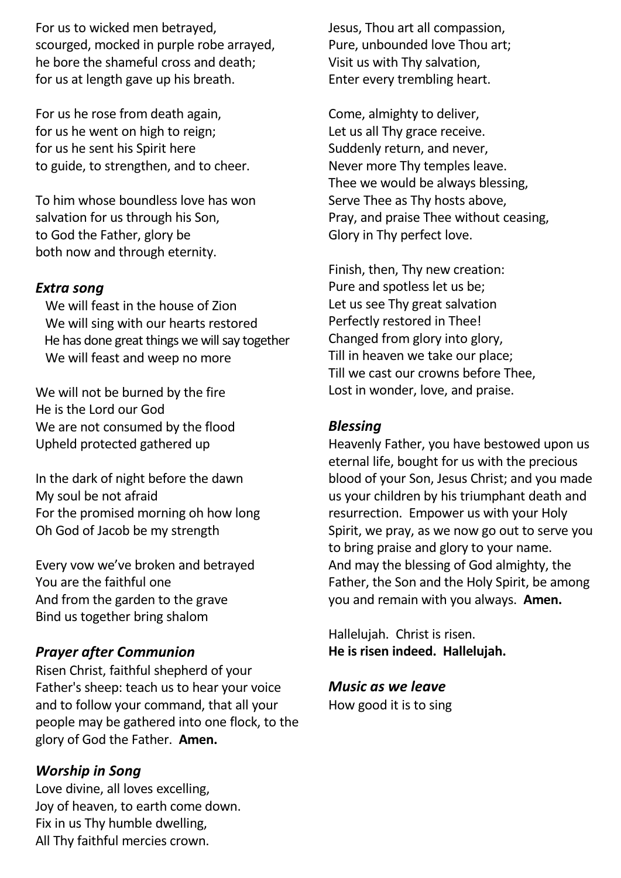For us to wicked men betrayed,
scourged, mocked in purple robe arrayed,
he bore the shameful cross and death;
for us at length gave up his breath.

For us he rose from death again,
for us he went on high to reign;
for us he sent his Spirit here
to guide, to strengthen, and to cheer.

To him whose boundless love has won
salvation for us through his Son,
to God the Father, glory be
both now and through eternity.

### *Extra song*

We will feast in the house of Zion
We will sing with our hearts restored
He has done great things we will say together
We will feast and weep no more

We will not be burned by the fire
He is the Lord our God
We are not consumed by the flood
Upheld protected gathered up

In the dark of night before the dawn
My soul be not afraid
For the promised morning oh how long
Oh God of Jacob be my strength

Every vow we've broken and betrayed
You are the faithful one
And from the garden to the grave
Bind us together bring shalom

### *Prayer after Communion*

Risen Christ, faithful shepherd of your Father's sheep: teach us to hear your voice and to follow your command, that all your people may be gathered into one flock, to the glory of God the Father. **Amen.**

### *Worship in Song*

Love divine, all loves excelling,
Joy of heaven, to earth come down.
Fix in us Thy humble dwelling,
All Thy faithful mercies crown.

Jesus, Thou art all compassion,
Pure, unbounded love Thou art;
Visit us with Thy salvation,
Enter every trembling heart.

Come, almighty to deliver,
Let us all Thy grace receive.
Suddenly return, and never,
Never more Thy temples leave.
Thee we would be always blessing,
Serve Thee as Thy hosts above,
Pray, and praise Thee without ceasing,
Glory in Thy perfect love.

Finish, then, Thy new creation:
Pure and spotless let us be;
Let us see Thy great salvation
Perfectly restored in Thee!
Changed from glory into glory,
Till in heaven we take our place;
Till we cast our crowns before Thee,
Lost in wonder, love, and praise.

### *Blessing*

Heavenly Father, you have bestowed upon us eternal life, bought for us with the precious blood of your Son, Jesus Christ; and you made us your children by his triumphant death and resurrection. Empower us with your Holy Spirit, we pray, as we now go out to serve you to bring praise and glory to your name.
And may the blessing of God almighty, the Father, the Son and the Holy Spirit, be among you and remain with you always. **Amen.**

Hallelujah. Christ is risen.
**He is risen indeed. Hallelujah.**

### *Music as we leave*

How good it is to sing